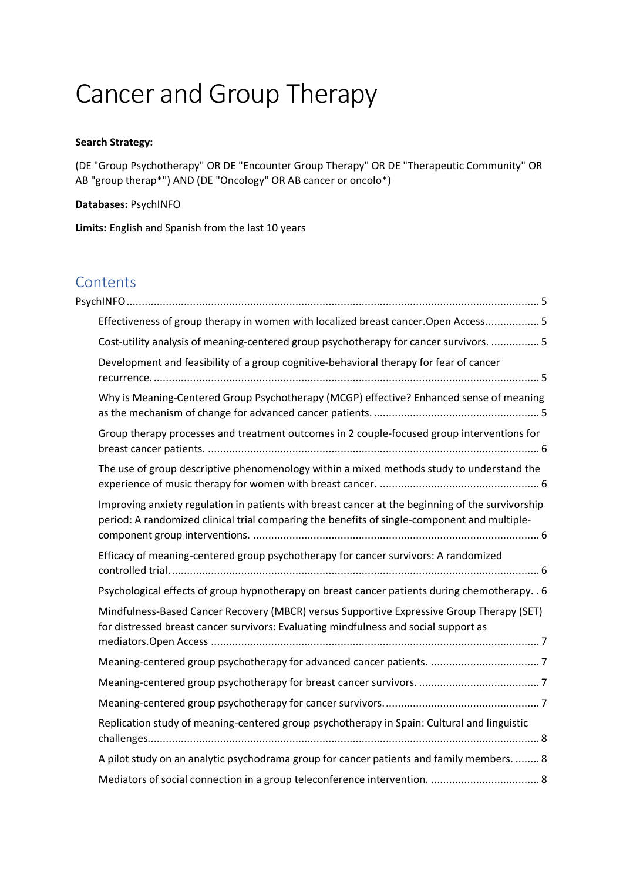# Cancer and Group Therapy

**Search Strategy:**

(DE "Group Psychotherapy" OR DE "Encounter Group Therapy" OR DE "Therapeutic Community" OR AB "group therap*") AND (DE "Oncology" OR AB cancer or oncolo*)

**Databases:** PsychINFO

**Limits:** English and Spanish from the last 10 years

## Contents

- PsychINFO ........................................................................................................................................ 5
  - Effectiveness of group therapy in women with localized breast cancer.Open Access.................. 5
  - Cost-utility analysis of meaning-centered group psychotherapy for cancer survivors. ................ 5
  - Development and feasibility of a group cognitive-behavioral therapy for fear of cancer recurrence. ........................................................................................................................................ 5
  - Why is Meaning-Centered Group Psychotherapy (MCGP) effective? Enhanced sense of meaning as the mechanism of change for advanced cancer patients. ...................................................... 5
  - Group therapy processes and treatment outcomes in 2 couple-focused group interventions for breast cancer patients. ............................................................................................................. 6
  - The use of group descriptive phenomenology within a mixed methods study to understand the experience of music therapy for women with breast cancer. .................................................... 6
  - Improving anxiety regulation in patients with breast cancer at the beginning of the survivorship period: A randomized clinical trial comparing the benefits of single-component and multiple-component group interventions. ............................................................................................. 6
  - Efficacy of meaning-centered group psychotherapy for cancer survivors: A randomized controlled trial. ........................................................................................................................ 6
  - Psychological effects of group hypnotherapy on breast cancer patients during chemotherapy. . 6
  - Mindfulness-Based Cancer Recovery (MBCR) versus Supportive Expressive Group Therapy (SET) for distressed breast cancer survivors: Evaluating mindfulness and social support as mediators.Open Access ............................................................................................................ 7
  - Meaning-centered group psychotherapy for advanced cancer patients. .................................... 7
  - Meaning-centered group psychotherapy for breast cancer survivors. ........................................ 7
  - Meaning-centered group psychotherapy for cancer survivors. .................................................. 7
  - Replication study of meaning-centered group psychotherapy in Spain: Cultural and linguistic challenges. ................................................................................................................................ 8
  - A pilot study on an analytic psychodrama group for cancer patients and family members. ........ 8
  - Mediators of social connection in a group teleconference intervention. .................................... 8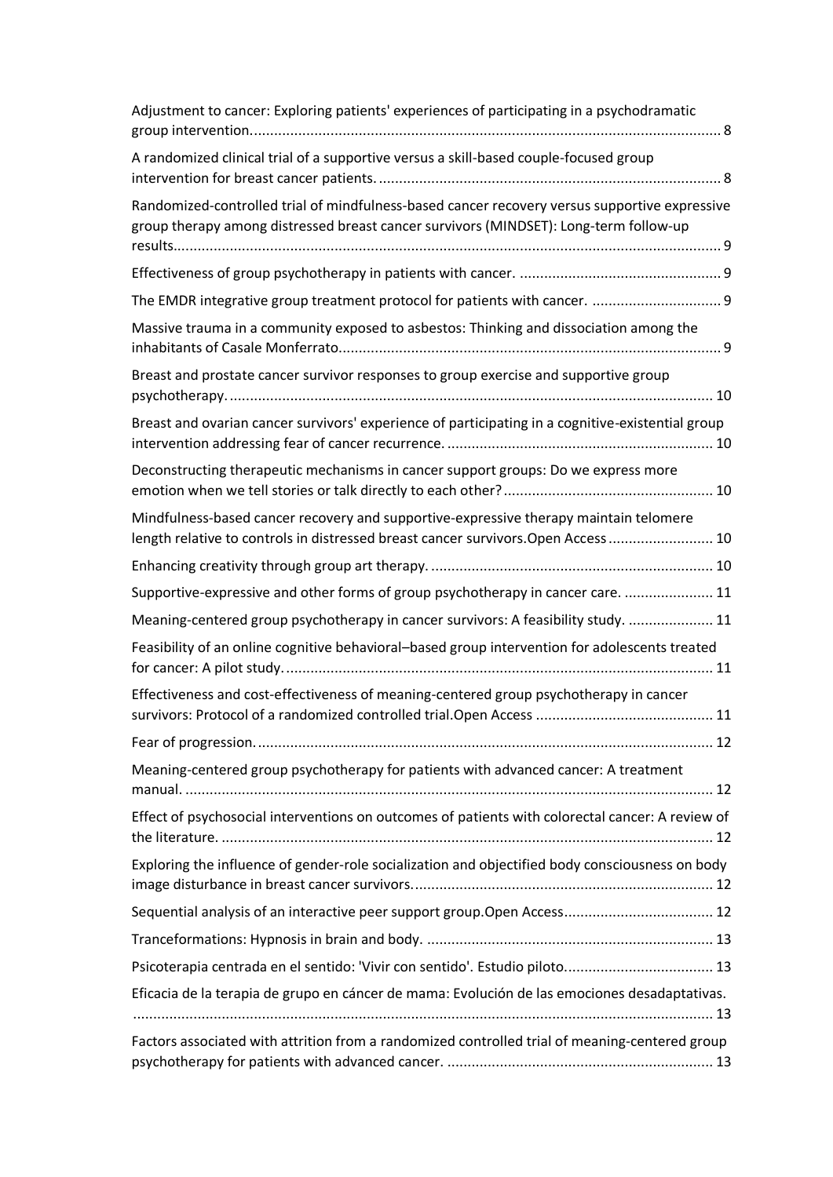Adjustment to cancer: Exploring patients' experiences of participating in a psychodramatic group intervention. 8

A randomized clinical trial of a supportive versus a skill-based couple-focused group intervention for breast cancer patients. 8

Randomized-controlled trial of mindfulness-based cancer recovery versus supportive expressive group therapy among distressed breast cancer survivors (MINDSET): Long-term follow-up results. 9

Effectiveness of group psychotherapy in patients with cancer. 9

The EMDR integrative group treatment protocol for patients with cancer. 9

Massive trauma in a community exposed to asbestos: Thinking and dissociation among the inhabitants of Casale Monferrato. 9

Breast and prostate cancer survivor responses to group exercise and supportive group psychotherapy. 10

Breast and ovarian cancer survivors' experience of participating in a cognitive-existential group intervention addressing fear of cancer recurrence. 10

Deconstructing therapeutic mechanisms in cancer support groups: Do we express more emotion when we tell stories or talk directly to each other? 10

Mindfulness-based cancer recovery and supportive-expressive therapy maintain telomere length relative to controls in distressed breast cancer survivors.Open Access 10

Enhancing creativity through group art therapy. 10

Supportive-expressive and other forms of group psychotherapy in cancer care. 11

Meaning-centered group psychotherapy in cancer survivors: A feasibility study. 11

Feasibility of an online cognitive behavioral–based group intervention for adolescents treated for cancer: A pilot study. 11

Effectiveness and cost-effectiveness of meaning-centered group psychotherapy in cancer survivors: Protocol of a randomized controlled trial.Open Access 11

Fear of progression. 12

Meaning-centered group psychotherapy for patients with advanced cancer: A treatment manual. 12

Effect of psychosocial interventions on outcomes of patients with colorectal cancer: A review of the literature. 12

Exploring the influence of gender-role socialization and objectified body consciousness on body image disturbance in breast cancer survivors. 12

Sequential analysis of an interactive peer support group.Open Access 12

Tranceformations: Hypnosis in brain and body. 13

Psicoterapia centrada en el sentido: 'Vivir con sentido'. Estudio piloto. 13

Eficacia de la terapia de grupo en cáncer de mama: Evolución de las emociones desadaptativas. 13

Factors associated with attrition from a randomized controlled trial of meaning-centered group psychotherapy for patients with advanced cancer. 13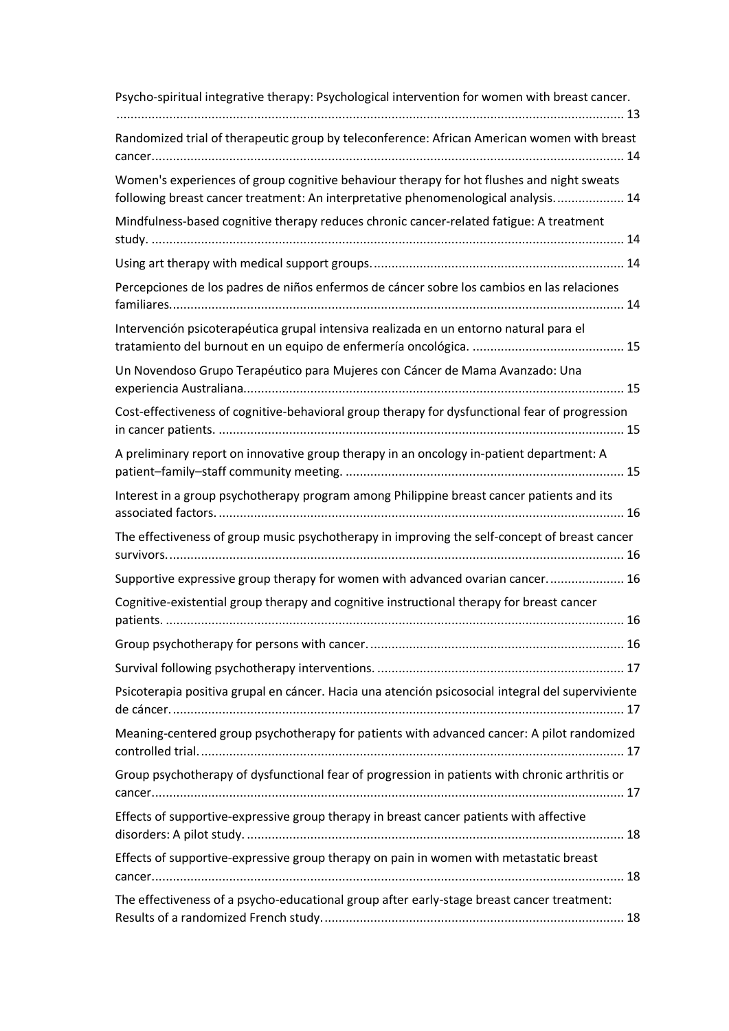Psycho-spiritual integrative therapy: Psychological intervention for women with breast cancer. ............................................................................................................................................ 13

Randomized trial of therapeutic group by teleconference: African American women with breast cancer.................................................................................................................................... 14

Women's experiences of group cognitive behaviour therapy for hot flushes and night sweats following breast cancer treatment: An interpretative phenomenological analysis.................. 14

Mindfulness-based cognitive therapy reduces chronic cancer-related fatigue: A treatment study. .................................................................................................................................... 14

Using art therapy with medical support groups....................................................................... 14

Percepciones de los padres de niños enfermos de cáncer sobre los cambios en las relaciones familiares.............................................................................................................................. 14

Intervención psicoterapéutica grupal intensiva realizada en un entorno natural para el tratamiento del burnout en un equipo de enfermería oncológica. ........................................... 15

Un Novendoso Grupo Terapéutico para Mujeres con Cáncer de Mama Avanzado: Una experiencia Australiana.......................................................................................................... 15

Cost-effectiveness of cognitive-behavioral group therapy for dysfunctional fear of progression in cancer patients. ................................................................................................................. 15

A preliminary report on innovative group therapy in an oncology in-patient department: A patient–family–staff community meeting. .............................................................................. 15

Interest in a group psychotherapy program among Philippine breast cancer patients and its associated factors. ................................................................................................................. 16

The effectiveness of group music psychotherapy in improving the self-concept of breast cancer survivors............................................................................................................................... 16

Supportive expressive group therapy for women with advanced ovarian cancer..................... 16

Cognitive-existential group therapy and cognitive instructional therapy for breast cancer patients. ................................................................................................................................ 16

Group psychotherapy for persons with cancer........................................................................ 16

Survival following psychotherapy interventions. ..................................................................... 17

Psicoterapia positiva grupal en cáncer. Hacia una atención psicosocial integral del superviviente de cáncer............................................................................................................................... 17

Meaning-centered group psychotherapy for patients with advanced cancer: A pilot randomized controlled trial......................................................................................................................... 17

Group psychotherapy of dysfunctional fear of progression in patients with chronic arthritis or cancer.................................................................................................................................... 17

Effects of supportive-expressive group therapy in breast cancer patients with affective disorders: A pilot study. .......................................................................................................... 18

Effects of supportive-expressive group therapy on pain in women with metastatic breast cancer.................................................................................................................................... 18

The effectiveness of a psycho-educational group after early-stage breast cancer treatment: Results of a randomized French study..................................................................................... 18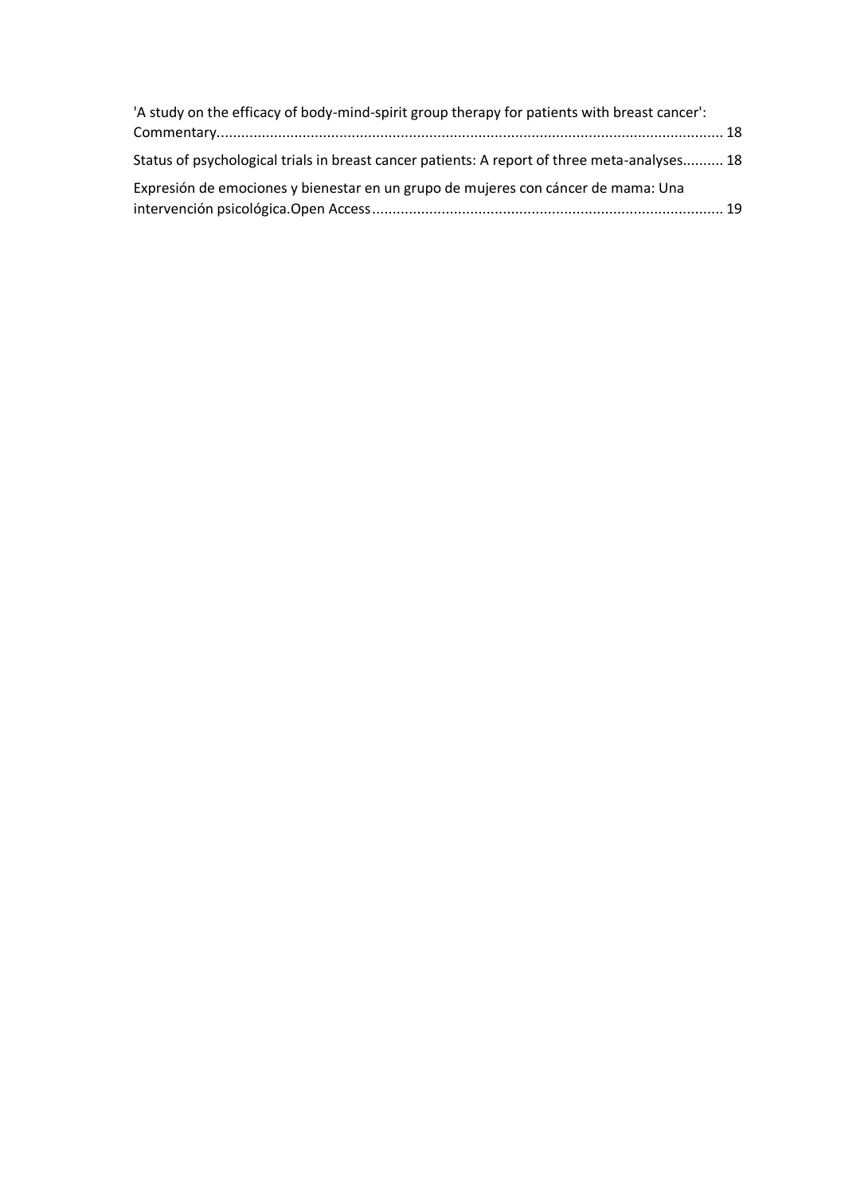'A study on the efficacy of body-mind-spirit group therapy for patients with breast cancer': Commentary.......................................................................................................................... 18

Status of psychological trials in breast cancer patients: A report of three meta-analyses.......... 18

Expresión de emociones y bienestar en un grupo de mujeres con cáncer de mama: Una intervención psicológica.Open Access..................................................................................... 19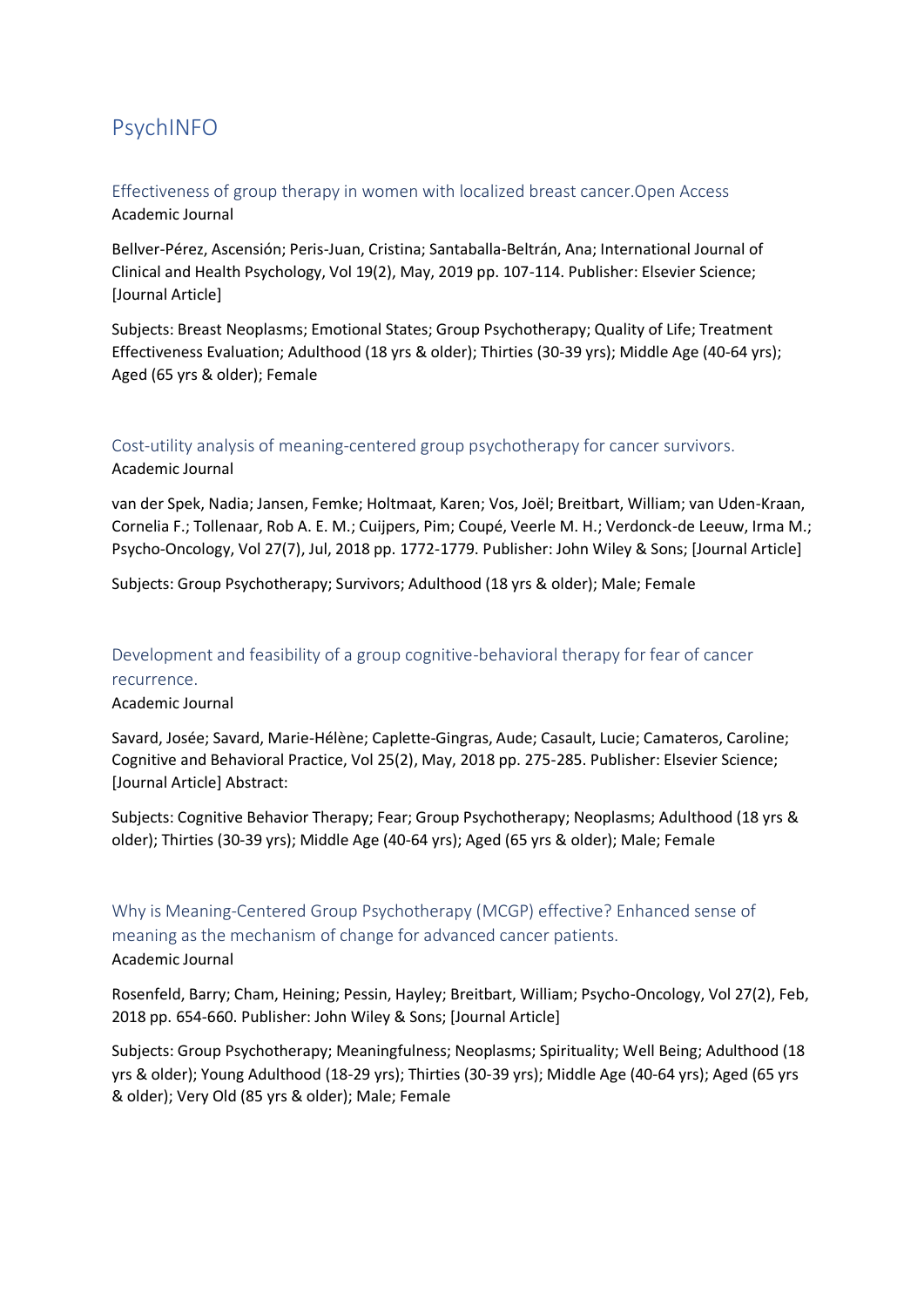# PsychINFO

## Effectiveness of group therapy in women with localized breast cancer.Open Access

Academic Journal

Bellver-Pérez, Ascensión; Peris-Juan, Cristina; Santaballa-Beltrán, Ana; International Journal of Clinical and Health Psychology, Vol 19(2), May, 2019 pp. 107-114. Publisher: Elsevier Science; [Journal Article]

Subjects: Breast Neoplasms; Emotional States; Group Psychotherapy; Quality of Life; Treatment Effectiveness Evaluation; Adulthood (18 yrs & older); Thirties (30-39 yrs); Middle Age (40-64 yrs); Aged (65 yrs & older); Female

## Cost-utility analysis of meaning-centered group psychotherapy for cancer survivors.

Academic Journal

van der Spek, Nadia; Jansen, Femke; Holtmaat, Karen; Vos, Joël; Breitbart, William; van Uden-Kraan, Cornelia F.; Tollenaar, Rob A. E. M.; Cuijpers, Pim; Coupé, Veerle M. H.; Verdonck-de Leeuw, Irma M.; Psycho-Oncology, Vol 27(7), Jul, 2018 pp. 1772-1779. Publisher: John Wiley & Sons; [Journal Article]

Subjects: Group Psychotherapy; Survivors; Adulthood (18 yrs & older); Male; Female

## Development and feasibility of a group cognitive-behavioral therapy for fear of cancer recurrence.

Academic Journal

Savard, Josée; Savard, Marie-Hélène; Caplette-Gingras, Aude; Casault, Lucie; Camateros, Caroline; Cognitive and Behavioral Practice, Vol 25(2), May, 2018 pp. 275-285. Publisher: Elsevier Science; [Journal Article] Abstract:

Subjects: Cognitive Behavior Therapy; Fear; Group Psychotherapy; Neoplasms; Adulthood (18 yrs & older); Thirties (30-39 yrs); Middle Age (40-64 yrs); Aged (65 yrs & older); Male; Female

## Why is Meaning-Centered Group Psychotherapy (MCGP) effective? Enhanced sense of meaning as the mechanism of change for advanced cancer patients.

Academic Journal

Rosenfeld, Barry; Cham, Heining; Pessin, Hayley; Breitbart, William; Psycho-Oncology, Vol 27(2), Feb, 2018 pp. 654-660. Publisher: John Wiley & Sons; [Journal Article]

Subjects: Group Psychotherapy; Meaningfulness; Neoplasms; Spirituality; Well Being; Adulthood (18 yrs & older); Young Adulthood (18-29 yrs); Thirties (30-39 yrs); Middle Age (40-64 yrs); Aged (65 yrs & older); Very Old (85 yrs & older); Male; Female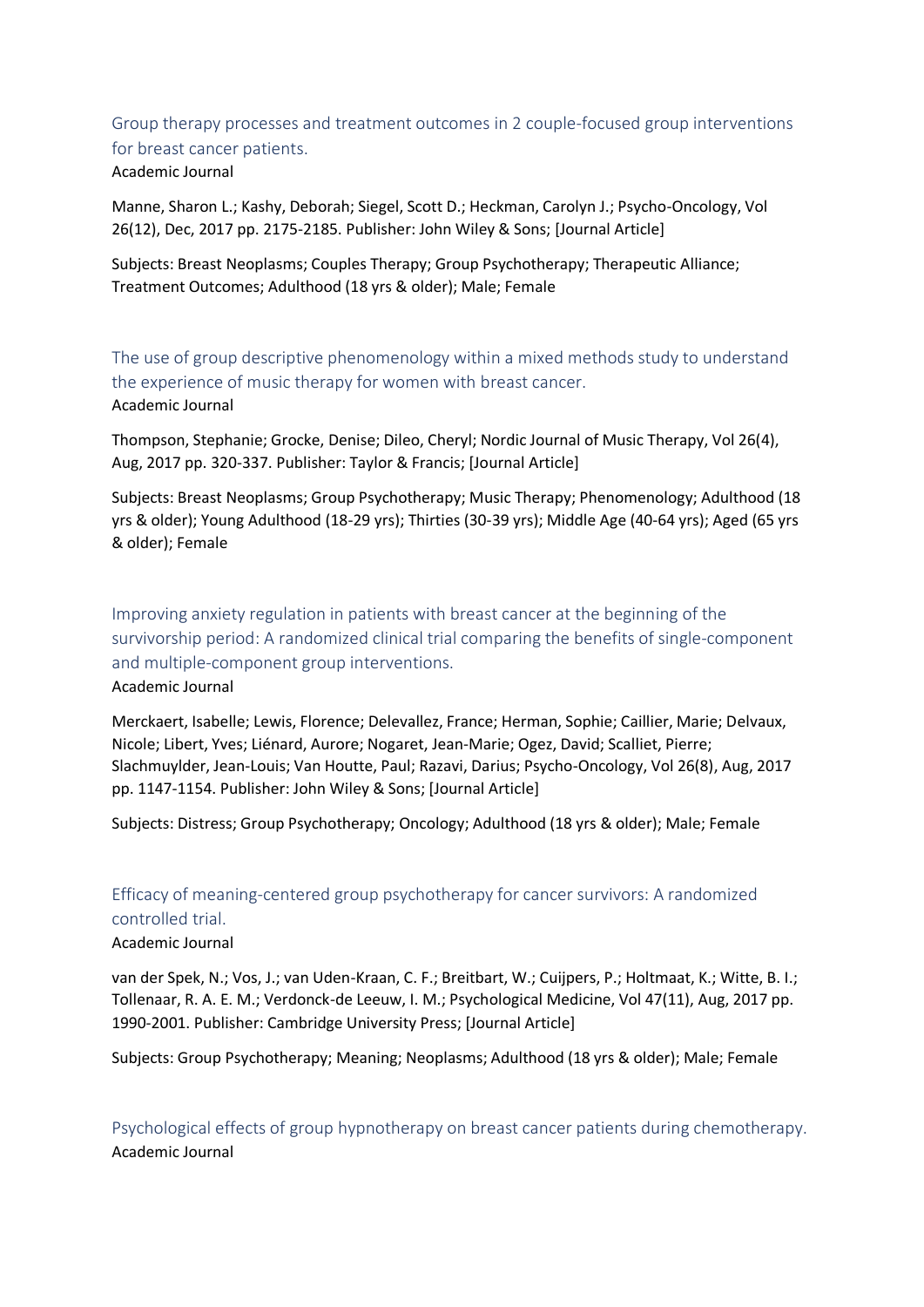## Group therapy processes and treatment outcomes in 2 couple-focused group interventions for breast cancer patients.

Academic Journal

Manne, Sharon L.; Kashy, Deborah; Siegel, Scott D.; Heckman, Carolyn J.; Psycho-Oncology, Vol 26(12), Dec, 2017 pp. 2175-2185. Publisher: John Wiley & Sons; [Journal Article]

Subjects: Breast Neoplasms; Couples Therapy; Group Psychotherapy; Therapeutic Alliance; Treatment Outcomes; Adulthood (18 yrs & older); Male; Female

## The use of group descriptive phenomenology within a mixed methods study to understand the experience of music therapy for women with breast cancer.

Academic Journal

Thompson, Stephanie; Grocke, Denise; Dileo, Cheryl; Nordic Journal of Music Therapy, Vol 26(4), Aug, 2017 pp. 320-337. Publisher: Taylor & Francis; [Journal Article]

Subjects: Breast Neoplasms; Group Psychotherapy; Music Therapy; Phenomenology; Adulthood (18 yrs & older); Young Adulthood (18-29 yrs); Thirties (30-39 yrs); Middle Age (40-64 yrs); Aged (65 yrs & older); Female

## Improving anxiety regulation in patients with breast cancer at the beginning of the survivorship period: A randomized clinical trial comparing the benefits of single-component and multiple-component group interventions.

Academic Journal

Merckaert, Isabelle; Lewis, Florence; Delevallez, France; Herman, Sophie; Caillier, Marie; Delvaux, Nicole; Libert, Yves; Liénard, Aurore; Nogaret, Jean-Marie; Ogez, David; Scalliet, Pierre; Slachmuylder, Jean-Louis; Van Houtte, Paul; Razavi, Darius; Psycho-Oncology, Vol 26(8), Aug, 2017 pp. 1147-1154. Publisher: John Wiley & Sons; [Journal Article]

Subjects: Distress; Group Psychotherapy; Oncology; Adulthood (18 yrs & older); Male; Female

## Efficacy of meaning-centered group psychotherapy for cancer survivors: A randomized controlled trial.

Academic Journal

van der Spek, N.; Vos, J.; van Uden-Kraan, C. F.; Breitbart, W.; Cuijpers, P.; Holtmaat, K.; Witte, B. I.; Tollenaar, R. A. E. M.; Verdonck-de Leeuw, I. M.; Psychological Medicine, Vol 47(11), Aug, 2017 pp. 1990-2001. Publisher: Cambridge University Press; [Journal Article]

Subjects: Group Psychotherapy; Meaning; Neoplasms; Adulthood (18 yrs & older); Male; Female

## Psychological effects of group hypnotherapy on breast cancer patients during chemotherapy.

Academic Journal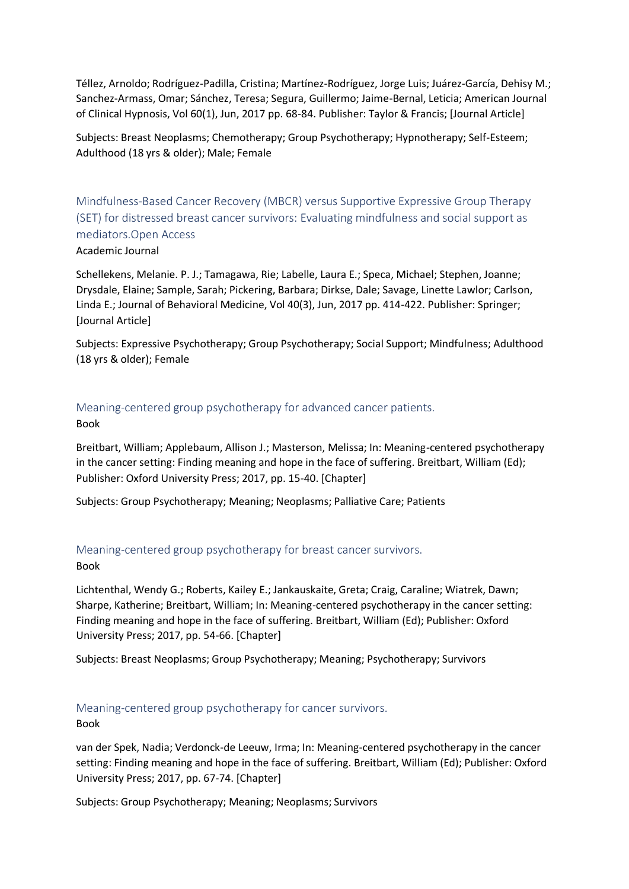Téllez, Arnoldo; Rodríguez-Padilla, Cristina; Martínez-Rodríguez, Jorge Luis; Juárez-García, Dehisy M.; Sanchez-Armass, Omar; Sánchez, Teresa; Segura, Guillermo; Jaime-Bernal, Leticia; American Journal of Clinical Hypnosis, Vol 60(1), Jun, 2017 pp. 68-84. Publisher: Taylor & Francis; [Journal Article]

Subjects: Breast Neoplasms; Chemotherapy; Group Psychotherapy; Hypnotherapy; Self-Esteem; Adulthood (18 yrs & older); Male; Female

### Mindfulness-Based Cancer Recovery (MBCR) versus Supportive Expressive Group Therapy (SET) for distressed breast cancer survivors: Evaluating mindfulness and social support as mediators.Open Access

Academic Journal

Schellekens, Melanie. P. J.; Tamagawa, Rie; Labelle, Laura E.; Speca, Michael; Stephen, Joanne; Drysdale, Elaine; Sample, Sarah; Pickering, Barbara; Dirkse, Dale; Savage, Linette Lawlor; Carlson, Linda E.; Journal of Behavioral Medicine, Vol 40(3), Jun, 2017 pp. 414-422. Publisher: Springer; [Journal Article]

Subjects: Expressive Psychotherapy; Group Psychotherapy; Social Support; Mindfulness; Adulthood (18 yrs & older); Female

### Meaning-centered group psychotherapy for advanced cancer patients.

Book

Breitbart, William; Applebaum, Allison J.; Masterson, Melissa; In: Meaning-centered psychotherapy in the cancer setting: Finding meaning and hope in the face of suffering. Breitbart, William (Ed); Publisher: Oxford University Press; 2017, pp. 15-40. [Chapter]

Subjects: Group Psychotherapy; Meaning; Neoplasms; Palliative Care; Patients

### Meaning-centered group psychotherapy for breast cancer survivors.

Book

Lichtenthal, Wendy G.; Roberts, Kailey E.; Jankauskaite, Greta; Craig, Caraline; Wiatrek, Dawn; Sharpe, Katherine; Breitbart, William; In: Meaning-centered psychotherapy in the cancer setting: Finding meaning and hope in the face of suffering. Breitbart, William (Ed); Publisher: Oxford University Press; 2017, pp. 54-66. [Chapter]

Subjects: Breast Neoplasms; Group Psychotherapy; Meaning; Psychotherapy; Survivors

### Meaning-centered group psychotherapy for cancer survivors.

Book

van der Spek, Nadia; Verdonck-de Leeuw, Irma; In: Meaning-centered psychotherapy in the cancer setting: Finding meaning and hope in the face of suffering. Breitbart, William (Ed); Publisher: Oxford University Press; 2017, pp. 67-74. [Chapter]

Subjects: Group Psychotherapy; Meaning; Neoplasms; Survivors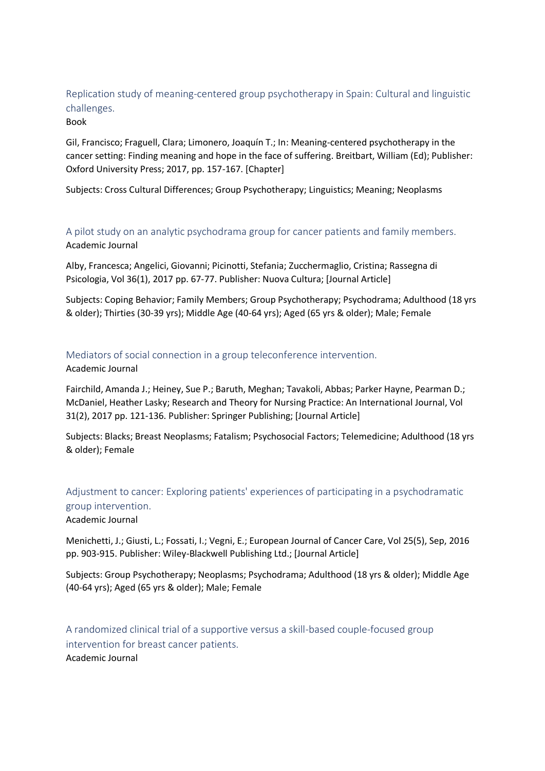### Replication study of meaning-centered group psychotherapy in Spain: Cultural and linguistic challenges.

Book

Gil, Francisco; Fraguell, Clara; Limonero, Joaquín T.; In: Meaning-centered psychotherapy in the cancer setting: Finding meaning and hope in the face of suffering. Breitbart, William (Ed); Publisher: Oxford University Press; 2017, pp. 157-167. [Chapter]

Subjects: Cross Cultural Differences; Group Psychotherapy; Linguistics; Meaning; Neoplasms

### A pilot study on an analytic psychodrama group for cancer patients and family members.

Academic Journal

Alby, Francesca; Angelici, Giovanni; Picinotti, Stefania; Zucchermaglio, Cristina; Rassegna di Psicologia, Vol 36(1), 2017 pp. 67-77. Publisher: Nuova Cultura; [Journal Article]

Subjects: Coping Behavior; Family Members; Group Psychotherapy; Psychodrama; Adulthood (18 yrs & older); Thirties (30-39 yrs); Middle Age (40-64 yrs); Aged (65 yrs & older); Male; Female

### Mediators of social connection in a group teleconference intervention.

Academic Journal

Fairchild, Amanda J.; Heiney, Sue P.; Baruth, Meghan; Tavakoli, Abbas; Parker Hayne, Pearman D.; McDaniel, Heather Lasky; Research and Theory for Nursing Practice: An International Journal, Vol 31(2), 2017 pp. 121-136. Publisher: Springer Publishing; [Journal Article]

Subjects: Blacks; Breast Neoplasms; Fatalism; Psychosocial Factors; Telemedicine; Adulthood (18 yrs & older); Female

### Adjustment to cancer: Exploring patients' experiences of participating in a psychodramatic group intervention.

Academic Journal

Menichetti, J.; Giusti, L.; Fossati, I.; Vegni, E.; European Journal of Cancer Care, Vol 25(5), Sep, 2016 pp. 903-915. Publisher: Wiley-Blackwell Publishing Ltd.; [Journal Article]

Subjects: Group Psychotherapy; Neoplasms; Psychodrama; Adulthood (18 yrs & older); Middle Age (40-64 yrs); Aged (65 yrs & older); Male; Female

### A randomized clinical trial of a supportive versus a skill-based couple-focused group intervention for breast cancer patients.

Academic Journal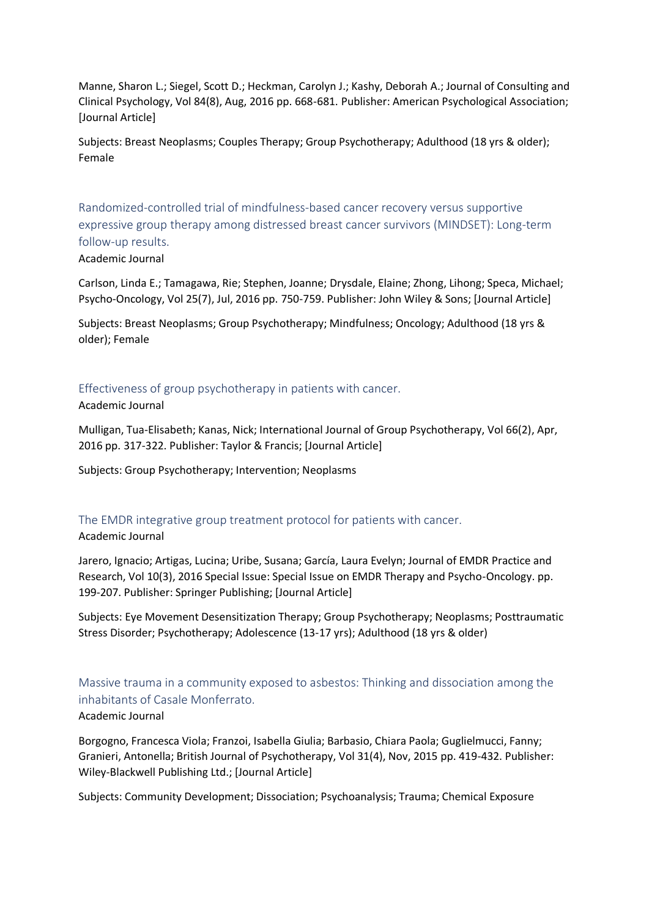Manne, Sharon L.; Siegel, Scott D.; Heckman, Carolyn J.; Kashy, Deborah A.; Journal of Consulting and Clinical Psychology, Vol 84(8), Aug, 2016 pp. 668-681. Publisher: American Psychological Association; [Journal Article]

Subjects: Breast Neoplasms; Couples Therapy; Group Psychotherapy; Adulthood (18 yrs & older); Female

### Randomized-controlled trial of mindfulness-based cancer recovery versus supportive expressive group therapy among distressed breast cancer survivors (MINDSET): Long-term follow-up results.

Academic Journal

Carlson, Linda E.; Tamagawa, Rie; Stephen, Joanne; Drysdale, Elaine; Zhong, Lihong; Speca, Michael; Psycho-Oncology, Vol 25(7), Jul, 2016 pp. 750-759. Publisher: John Wiley & Sons; [Journal Article]

Subjects: Breast Neoplasms; Group Psychotherapy; Mindfulness; Oncology; Adulthood (18 yrs & older); Female

### Effectiveness of group psychotherapy in patients with cancer.

Academic Journal

Mulligan, Tua-Elisabeth; Kanas, Nick; International Journal of Group Psychotherapy, Vol 66(2), Apr, 2016 pp. 317-322. Publisher: Taylor & Francis; [Journal Article]

Subjects: Group Psychotherapy; Intervention; Neoplasms

### The EMDR integrative group treatment protocol for patients with cancer.

Academic Journal

Jarero, Ignacio; Artigas, Lucina; Uribe, Susana; García, Laura Evelyn; Journal of EMDR Practice and Research, Vol 10(3), 2016 Special Issue: Special Issue on EMDR Therapy and Psycho-Oncology. pp. 199-207. Publisher: Springer Publishing; [Journal Article]

Subjects: Eye Movement Desensitization Therapy; Group Psychotherapy; Neoplasms; Posttraumatic Stress Disorder; Psychotherapy; Adolescence (13-17 yrs); Adulthood (18 yrs & older)

### Massive trauma in a community exposed to asbestos: Thinking and dissociation among the inhabitants of Casale Monferrato.

Academic Journal

Borgogno, Francesca Viola; Franzoi, Isabella Giulia; Barbasio, Chiara Paola; Guglielmucci, Fanny; Granieri, Antonella; British Journal of Psychotherapy, Vol 31(4), Nov, 2015 pp. 419-432. Publisher: Wiley-Blackwell Publishing Ltd.; [Journal Article]

Subjects: Community Development; Dissociation; Psychoanalysis; Trauma; Chemical Exposure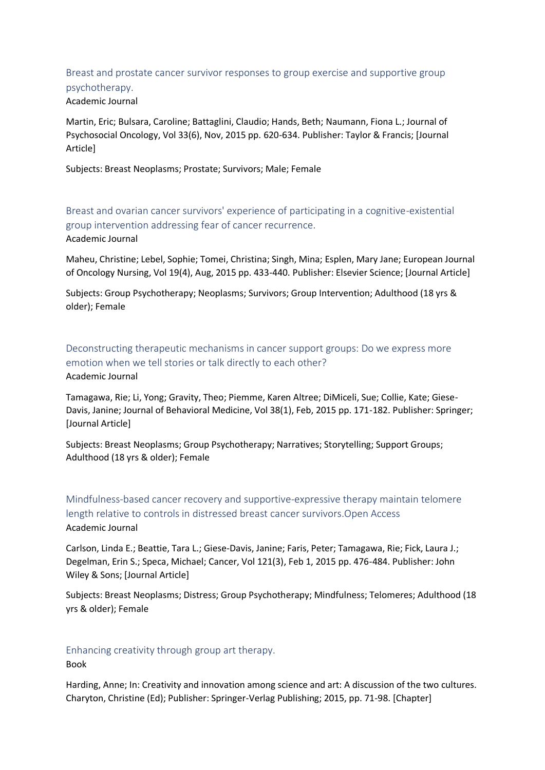Breast and prostate cancer survivor responses to group exercise and supportive group psychotherapy.
Academic Journal

Martin, Eric; Bulsara, Caroline; Battaglini, Claudio; Hands, Beth; Naumann, Fiona L.; Journal of Psychosocial Oncology, Vol 33(6), Nov, 2015 pp. 620-634. Publisher: Taylor & Francis; [Journal Article]

Subjects: Breast Neoplasms; Prostate; Survivors; Male; Female

Breast and ovarian cancer survivors' experience of participating in a cognitive-existential group intervention addressing fear of cancer recurrence.
Academic Journal

Maheu, Christine; Lebel, Sophie; Tomei, Christina; Singh, Mina; Esplen, Mary Jane; European Journal of Oncology Nursing, Vol 19(4), Aug, 2015 pp. 433-440. Publisher: Elsevier Science; [Journal Article]

Subjects: Group Psychotherapy; Neoplasms; Survivors; Group Intervention; Adulthood (18 yrs & older); Female

Deconstructing therapeutic mechanisms in cancer support groups: Do we express more emotion when we tell stories or talk directly to each other?
Academic Journal

Tamagawa, Rie; Li, Yong; Gravity, Theo; Piemme, Karen Altree; DiMiceli, Sue; Collie, Kate; Giese-Davis, Janine; Journal of Behavioral Medicine, Vol 38(1), Feb, 2015 pp. 171-182. Publisher: Springer; [Journal Article]

Subjects: Breast Neoplasms; Group Psychotherapy; Narratives; Storytelling; Support Groups; Adulthood (18 yrs & older); Female

Mindfulness-based cancer recovery and supportive-expressive therapy maintain telomere length relative to controls in distressed breast cancer survivors.Open Access
Academic Journal

Carlson, Linda E.; Beattie, Tara L.; Giese-Davis, Janine; Faris, Peter; Tamagawa, Rie; Fick, Laura J.; Degelman, Erin S.; Speca, Michael; Cancer, Vol 121(3), Feb 1, 2015 pp. 476-484. Publisher: John Wiley & Sons; [Journal Article]

Subjects: Breast Neoplasms; Distress; Group Psychotherapy; Mindfulness; Telomeres; Adulthood (18 yrs & older); Female

Enhancing creativity through group art therapy.
Book

Harding, Anne; In: Creativity and innovation among science and art: A discussion of the two cultures. Charyton, Christine (Ed); Publisher: Springer-Verlag Publishing; 2015, pp. 71-98. [Chapter]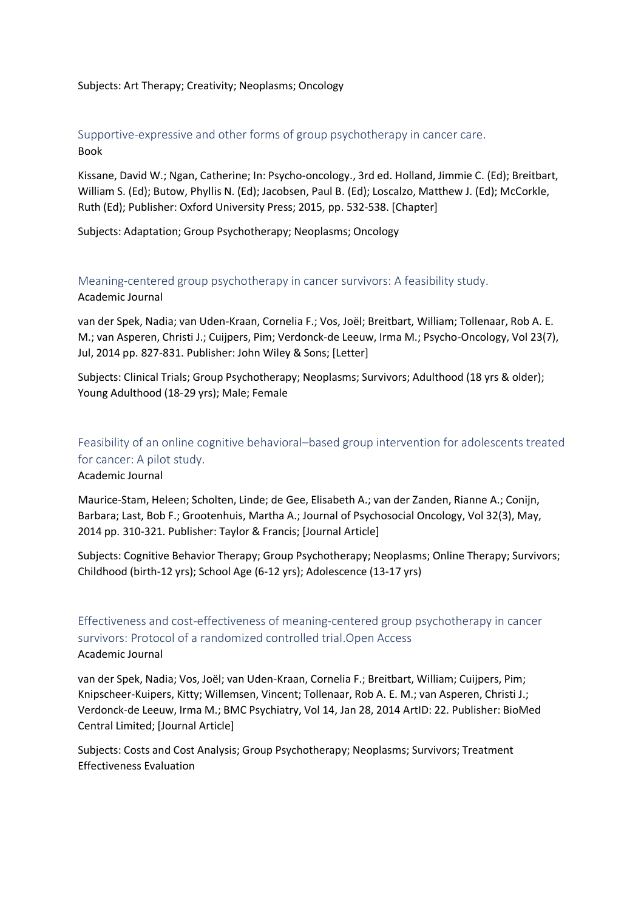Subjects: Art Therapy; Creativity; Neoplasms; Oncology

### Supportive-expressive and other forms of group psychotherapy in cancer care.

Book

Kissane, David W.; Ngan, Catherine; In: Psycho-oncology., 3rd ed. Holland, Jimmie C. (Ed); Breitbart, William S. (Ed); Butow, Phyllis N. (Ed); Jacobsen, Paul B. (Ed); Loscalzo, Matthew J. (Ed); McCorkle, Ruth (Ed); Publisher: Oxford University Press; 2015, pp. 532-538. [Chapter]

Subjects: Adaptation; Group Psychotherapy; Neoplasms; Oncology

### Meaning-centered group psychotherapy in cancer survivors: A feasibility study.

Academic Journal

van der Spek, Nadia; van Uden-Kraan, Cornelia F.; Vos, Joël; Breitbart, William; Tollenaar, Rob A. E. M.; van Asperen, Christi J.; Cuijpers, Pim; Verdonck-de Leeuw, Irma M.; Psycho-Oncology, Vol 23(7), Jul, 2014 pp. 827-831. Publisher: John Wiley & Sons; [Letter]

Subjects: Clinical Trials; Group Psychotherapy; Neoplasms; Survivors; Adulthood (18 yrs & older); Young Adulthood (18-29 yrs); Male; Female

### Feasibility of an online cognitive behavioral–based group intervention for adolescents treated for cancer: A pilot study.

Academic Journal

Maurice-Stam, Heleen; Scholten, Linde; de Gee, Elisabeth A.; van der Zanden, Rianne A.; Conijn, Barbara; Last, Bob F.; Grootenhuis, Martha A.; Journal of Psychosocial Oncology, Vol 32(3), May, 2014 pp. 310-321. Publisher: Taylor & Francis; [Journal Article]

Subjects: Cognitive Behavior Therapy; Group Psychotherapy; Neoplasms; Online Therapy; Survivors; Childhood (birth-12 yrs); School Age (6-12 yrs); Adolescence (13-17 yrs)

### Effectiveness and cost-effectiveness of meaning-centered group psychotherapy in cancer survivors: Protocol of a randomized controlled trial.Open Access

Academic Journal

van der Spek, Nadia; Vos, Joël; van Uden-Kraan, Cornelia F.; Breitbart, William; Cuijpers, Pim; Knipscheer-Kuipers, Kitty; Willemsen, Vincent; Tollenaar, Rob A. E. M.; van Asperen, Christi J.; Verdonck-de Leeuw, Irma M.; BMC Psychiatry, Vol 14, Jan 28, 2014 ArtID: 22. Publisher: BioMed Central Limited; [Journal Article]

Subjects: Costs and Cost Analysis; Group Psychotherapy; Neoplasms; Survivors; Treatment Effectiveness Evaluation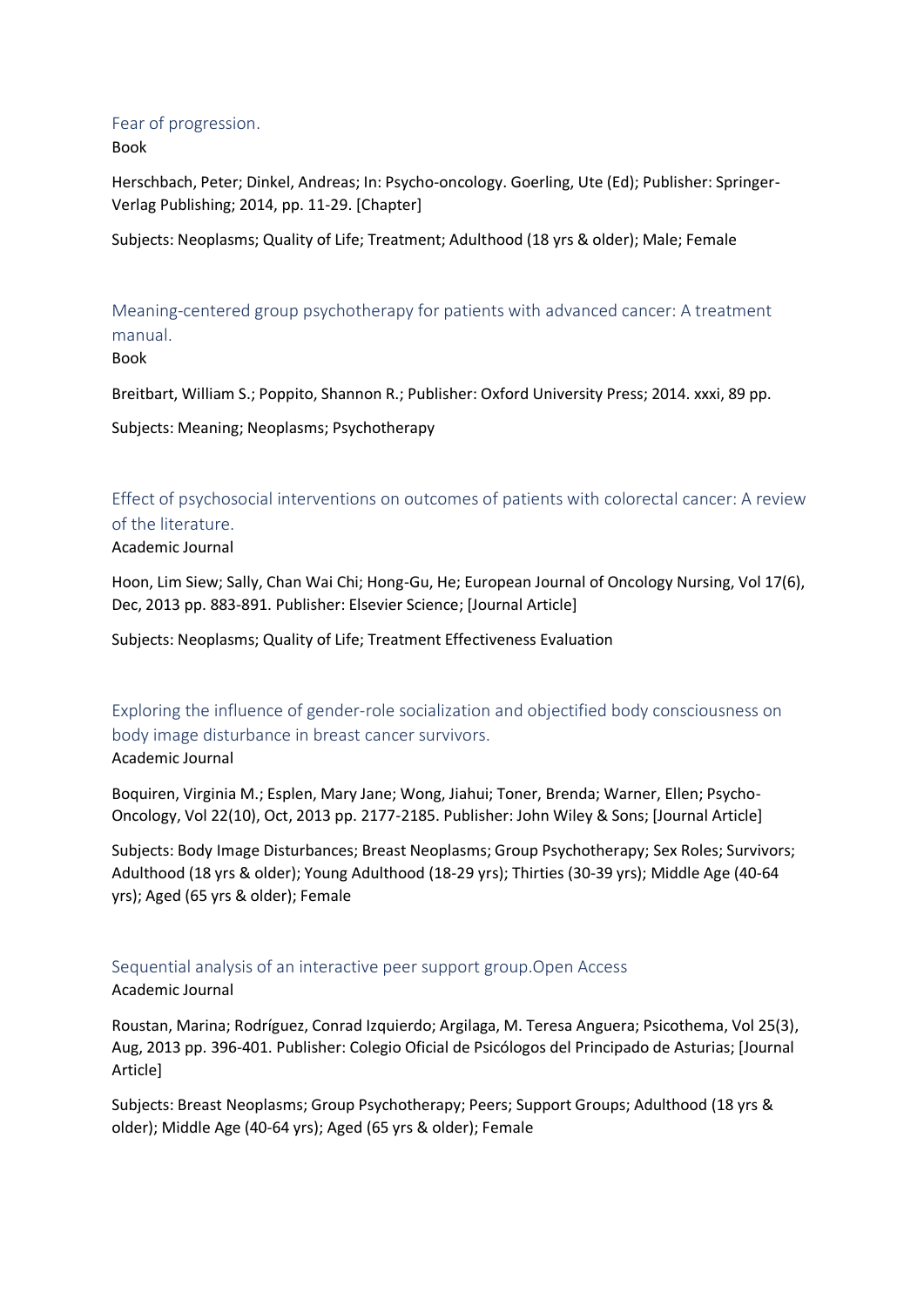### Fear of progression.

Book

Herschbach, Peter; Dinkel, Andreas; In: Psycho-oncology. Goerling, Ute (Ed); Publisher: Springer-Verlag Publishing; 2014, pp. 11-29. [Chapter]

Subjects: Neoplasms; Quality of Life; Treatment; Adulthood (18 yrs & older); Male; Female

### Meaning-centered group psychotherapy for patients with advanced cancer: A treatment manual.

Book

Breitbart, William S.; Poppito, Shannon R.; Publisher: Oxford University Press; 2014. xxxi, 89 pp.

Subjects: Meaning; Neoplasms; Psychotherapy

### Effect of psychosocial interventions on outcomes of patients with colorectal cancer: A review of the literature.

Academic Journal

Hoon, Lim Siew; Sally, Chan Wai Chi; Hong-Gu, He; European Journal of Oncology Nursing, Vol 17(6), Dec, 2013 pp. 883-891. Publisher: Elsevier Science; [Journal Article]

Subjects: Neoplasms; Quality of Life; Treatment Effectiveness Evaluation

### Exploring the influence of gender-role socialization and objectified body consciousness on body image disturbance in breast cancer survivors.

Academic Journal

Boquiren, Virginia M.; Esplen, Mary Jane; Wong, Jiahui; Toner, Brenda; Warner, Ellen; Psycho-Oncology, Vol 22(10), Oct, 2013 pp. 2177-2185. Publisher: John Wiley & Sons; [Journal Article]

Subjects: Body Image Disturbances; Breast Neoplasms; Group Psychotherapy; Sex Roles; Survivors; Adulthood (18 yrs & older); Young Adulthood (18-29 yrs); Thirties (30-39 yrs); Middle Age (40-64 yrs); Aged (65 yrs & older); Female

### Sequential analysis of an interactive peer support group.Open Access

Academic Journal

Roustan, Marina; Rodríguez, Conrad Izquierdo; Argilaga, M. Teresa Anguera; Psicothema, Vol 25(3), Aug, 2013 pp. 396-401. Publisher: Colegio Oficial de Psicólogos del Principado de Asturias; [Journal Article]

Subjects: Breast Neoplasms; Group Psychotherapy; Peers; Support Groups; Adulthood (18 yrs & older); Middle Age (40-64 yrs); Aged (65 yrs & older); Female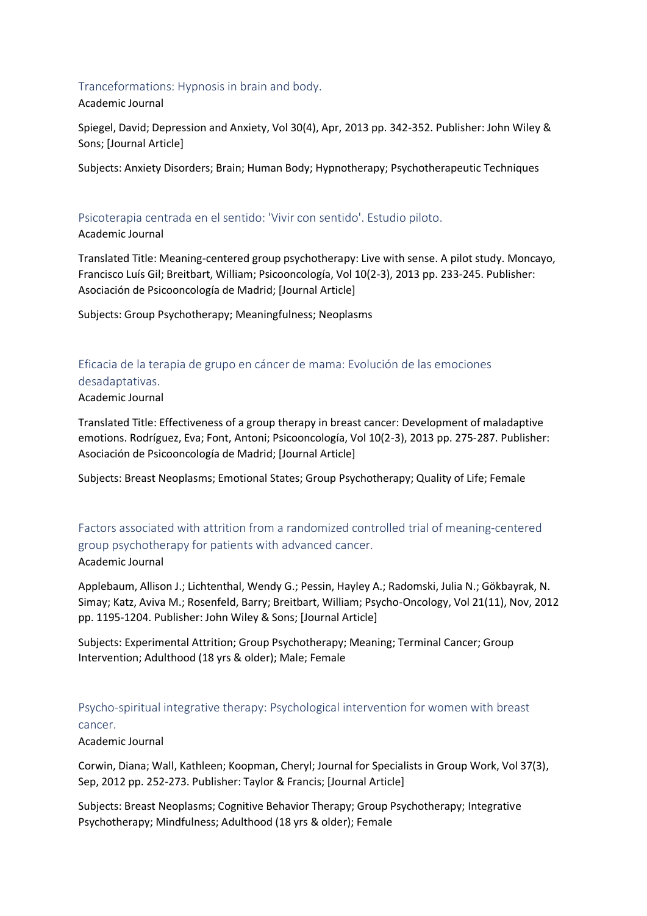### Tranceformations: Hypnosis in brain and body.

Academic Journal

Spiegel, David; Depression and Anxiety, Vol 30(4), Apr, 2013 pp. 342-352. Publisher: John Wiley & Sons; [Journal Article]

Subjects: Anxiety Disorders; Brain; Human Body; Hypnotherapy; Psychotherapeutic Techniques

### Psicoterapia centrada en el sentido: 'Vivir con sentido'. Estudio piloto.

Academic Journal

Translated Title: Meaning-centered group psychotherapy: Live with sense. A pilot study. Moncayo, Francisco Luís Gil; Breitbart, William; Psicooncología, Vol 10(2-3), 2013 pp. 233-245. Publisher: Asociación de Psicooncología de Madrid; [Journal Article]

Subjects: Group Psychotherapy; Meaningfulness; Neoplasms

### Eficacia de la terapia de grupo en cáncer de mama: Evolución de las emociones desadaptativas.

Academic Journal

Translated Title: Effectiveness of a group therapy in breast cancer: Development of maladaptive emotions. Rodríguez, Eva; Font, Antoni; Psicooncología, Vol 10(2-3), 2013 pp. 275-287. Publisher: Asociación de Psicooncología de Madrid; [Journal Article]

Subjects: Breast Neoplasms; Emotional States; Group Psychotherapy; Quality of Life; Female

### Factors associated with attrition from a randomized controlled trial of meaning-centered group psychotherapy for patients with advanced cancer.

Academic Journal

Applebaum, Allison J.; Lichtenthal, Wendy G.; Pessin, Hayley A.; Radomski, Julia N.; Gökbayrak, N. Simay; Katz, Aviva M.; Rosenfeld, Barry; Breitbart, William; Psycho-Oncology, Vol 21(11), Nov, 2012 pp. 1195-1204. Publisher: John Wiley & Sons; [Journal Article]

Subjects: Experimental Attrition; Group Psychotherapy; Meaning; Terminal Cancer; Group Intervention; Adulthood (18 yrs & older); Male; Female

### Psycho-spiritual integrative therapy: Psychological intervention for women with breast cancer.

Academic Journal

Corwin, Diana; Wall, Kathleen; Koopman, Cheryl; Journal for Specialists in Group Work, Vol 37(3), Sep, 2012 pp. 252-273. Publisher: Taylor & Francis; [Journal Article]

Subjects: Breast Neoplasms; Cognitive Behavior Therapy; Group Psychotherapy; Integrative Psychotherapy; Mindfulness; Adulthood (18 yrs & older); Female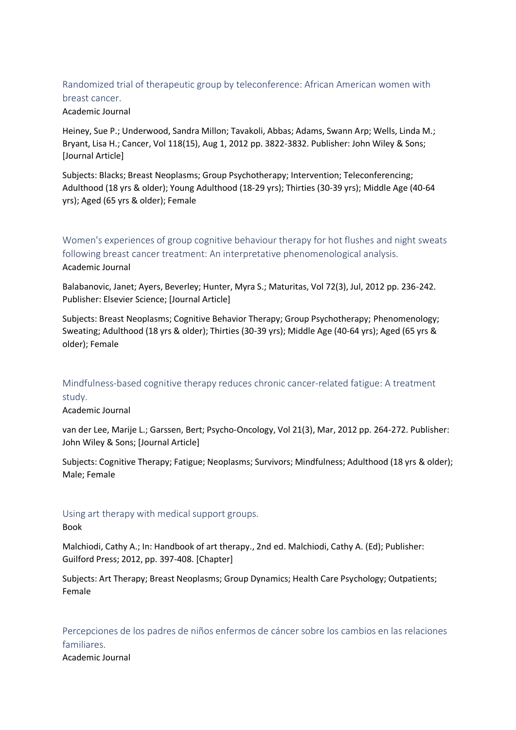## Randomized trial of therapeutic group by teleconference: African American women with breast cancer.

Academic Journal

Heiney, Sue P.; Underwood, Sandra Millon; Tavakoli, Abbas; Adams, Swann Arp; Wells, Linda M.; Bryant, Lisa H.; Cancer, Vol 118(15), Aug 1, 2012 pp. 3822-3832. Publisher: John Wiley & Sons; [Journal Article]

Subjects: Blacks; Breast Neoplasms; Group Psychotherapy; Intervention; Teleconferencing; Adulthood (18 yrs & older); Young Adulthood (18-29 yrs); Thirties (30-39 yrs); Middle Age (40-64 yrs); Aged (65 yrs & older); Female

## Women's experiences of group cognitive behaviour therapy for hot flushes and night sweats following breast cancer treatment: An interpretative phenomenological analysis.

Academic Journal

Balabanovic, Janet; Ayers, Beverley; Hunter, Myra S.; Maturitas, Vol 72(3), Jul, 2012 pp. 236-242. Publisher: Elsevier Science; [Journal Article]

Subjects: Breast Neoplasms; Cognitive Behavior Therapy; Group Psychotherapy; Phenomenology; Sweating; Adulthood (18 yrs & older); Thirties (30-39 yrs); Middle Age (40-64 yrs); Aged (65 yrs & older); Female

## Mindfulness-based cognitive therapy reduces chronic cancer-related fatigue: A treatment study.

Academic Journal

van der Lee, Marije L.; Garssen, Bert; Psycho-Oncology, Vol 21(3), Mar, 2012 pp. 264-272. Publisher: John Wiley & Sons; [Journal Article]

Subjects: Cognitive Therapy; Fatigue; Neoplasms; Survivors; Mindfulness; Adulthood (18 yrs & older); Male; Female

## Using art therapy with medical support groups.

Book

Malchiodi, Cathy A.; In: Handbook of art therapy., 2nd ed. Malchiodi, Cathy A. (Ed); Publisher: Guilford Press; 2012, pp. 397-408. [Chapter]

Subjects: Art Therapy; Breast Neoplasms; Group Dynamics; Health Care Psychology; Outpatients; Female

## Percepciones de los padres de niños enfermos de cáncer sobre los cambios en las relaciones familiares.

Academic Journal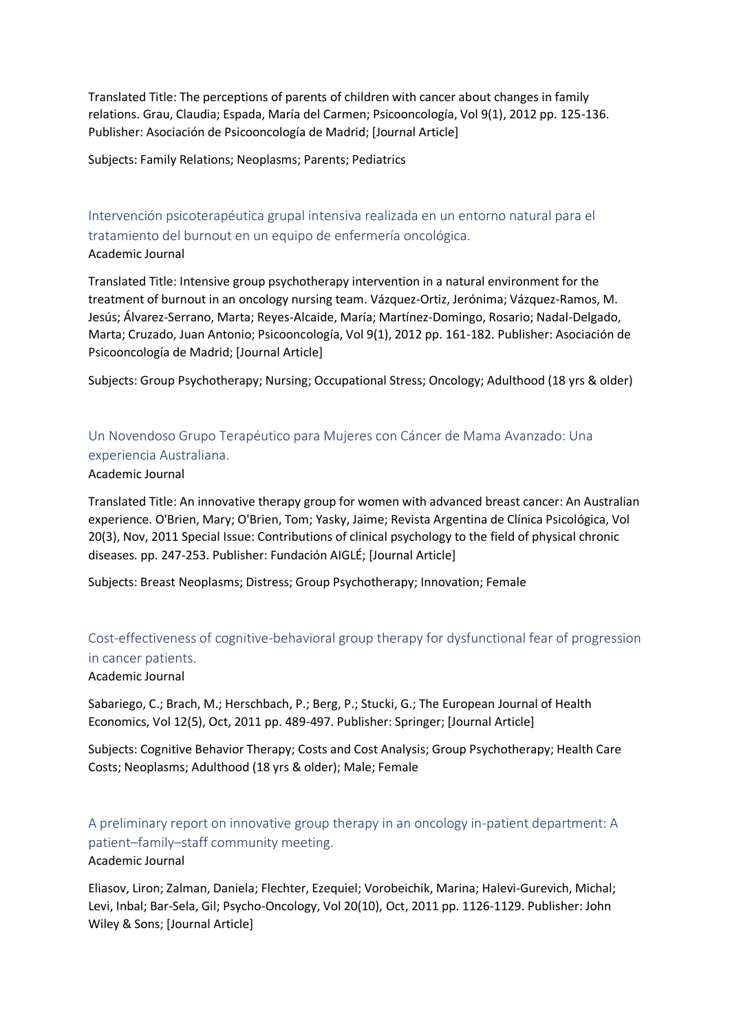Translated Title: The perceptions of parents of children with cancer about changes in family relations. Grau, Claudia; Espada, María del Carmen; Psicooncología, Vol 9(1), 2012 pp. 125-136. Publisher: Asociación de Psicooncología de Madrid; [Journal Article]

Subjects: Family Relations; Neoplasms; Parents; Pediatrics

### Intervención psicoterapéutica grupal intensiva realizada en un entorno natural para el tratamiento del burnout en un equipo de enfermería oncológica.

Academic Journal

Translated Title: Intensive group psychotherapy intervention in a natural environment for the treatment of burnout in an oncology nursing team. Vázquez-Ortiz, Jerónima; Vázquez-Ramos, M. Jesús; Álvarez-Serrano, Marta; Reyes-Alcaide, María; Martínez-Domingo, Rosario; Nadal-Delgado, Marta; Cruzado, Juan Antonio; Psicooncología, Vol 9(1), 2012 pp. 161-182. Publisher: Asociación de Psicooncología de Madrid; [Journal Article]

Subjects: Group Psychotherapy; Nursing; Occupational Stress; Oncology; Adulthood (18 yrs & older)

### Un Novendoso Grupo Terapéutico para Mujeres con Cáncer de Mama Avanzado: Una experiencia Australiana.

Academic Journal

Translated Title: An innovative therapy group for women with advanced breast cancer: An Australian experience. O'Brien, Mary; O'Brien, Tom; Yasky, Jaime; Revista Argentina de Clínica Psicológica, Vol 20(3), Nov, 2011 Special Issue: Contributions of clinical psychology to the field of physical chronic diseases. pp. 247-253. Publisher: Fundación AIGLÉ; [Journal Article]

Subjects: Breast Neoplasms; Distress; Group Psychotherapy; Innovation; Female

### Cost-effectiveness of cognitive-behavioral group therapy for dysfunctional fear of progression in cancer patients.

Academic Journal

Sabariego, C.; Brach, M.; Herschbach, P.; Berg, P.; Stucki, G.; The European Journal of Health Economics, Vol 12(5), Oct, 2011 pp. 489-497. Publisher: Springer; [Journal Article]

Subjects: Cognitive Behavior Therapy; Costs and Cost Analysis; Group Psychotherapy; Health Care Costs; Neoplasms; Adulthood (18 yrs & older); Male; Female

### A preliminary report on innovative group therapy in an oncology in-patient department: A patient–family–staff community meeting.

Academic Journal

Eliasov, Liron; Zalman, Daniela; Flechter, Ezequiel; Vorobeichik, Marina; Halevi-Gurevich, Michal; Levi, Inbal; Bar-Sela, Gil; Psycho-Oncology, Vol 20(10), Oct, 2011 pp. 1126-1129. Publisher: John Wiley & Sons; [Journal Article]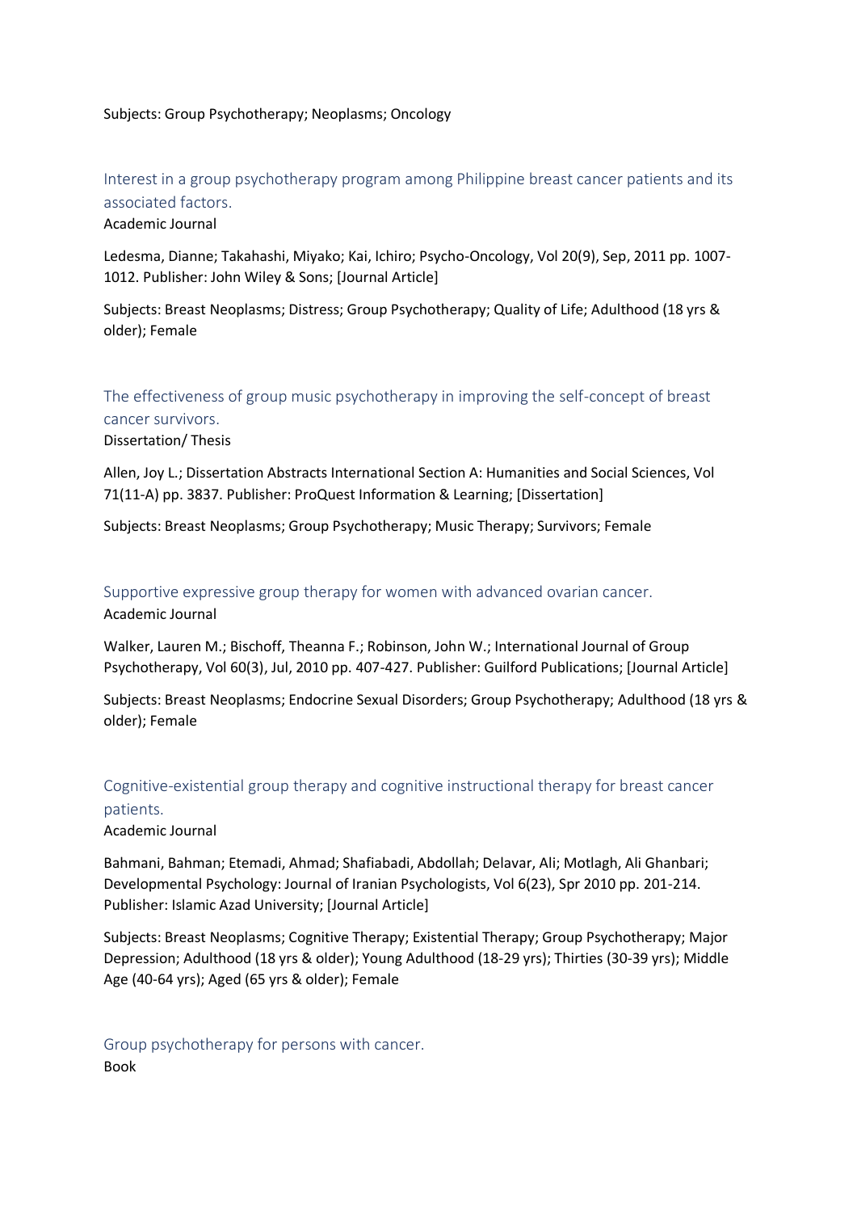Subjects: Group Psychotherapy; Neoplasms; Oncology

### Interest in a group psychotherapy program among Philippine breast cancer patients and its associated factors.

Academic Journal

Ledesma, Dianne; Takahashi, Miyako; Kai, Ichiro; Psycho-Oncology, Vol 20(9), Sep, 2011 pp. 1007-1012. Publisher: John Wiley & Sons; [Journal Article]

Subjects: Breast Neoplasms; Distress; Group Psychotherapy; Quality of Life; Adulthood (18 yrs & older); Female

### The effectiveness of group music psychotherapy in improving the self-concept of breast cancer survivors.

Dissertation/ Thesis

Allen, Joy L.; Dissertation Abstracts International Section A: Humanities and Social Sciences, Vol 71(11-A) pp. 3837. Publisher: ProQuest Information & Learning; [Dissertation]

Subjects: Breast Neoplasms; Group Psychotherapy; Music Therapy; Survivors; Female

### Supportive expressive group therapy for women with advanced ovarian cancer.

Academic Journal

Walker, Lauren M.; Bischoff, Theanna F.; Robinson, John W.; International Journal of Group Psychotherapy, Vol 60(3), Jul, 2010 pp. 407-427. Publisher: Guilford Publications; [Journal Article]

Subjects: Breast Neoplasms; Endocrine Sexual Disorders; Group Psychotherapy; Adulthood (18 yrs & older); Female

### Cognitive-existential group therapy and cognitive instructional therapy for breast cancer patients.

Academic Journal

Bahmani, Bahman; Etemadi, Ahmad; Shafiabadi, Abdollah; Delavar, Ali; Motlagh, Ali Ghanbari; Developmental Psychology: Journal of Iranian Psychologists, Vol 6(23), Spr 2010 pp. 201-214. Publisher: Islamic Azad University; [Journal Article]

Subjects: Breast Neoplasms; Cognitive Therapy; Existential Therapy; Group Psychotherapy; Major Depression; Adulthood (18 yrs & older); Young Adulthood (18-29 yrs); Thirties (30-39 yrs); Middle Age (40-64 yrs); Aged (65 yrs & older); Female

### Group psychotherapy for persons with cancer.

Book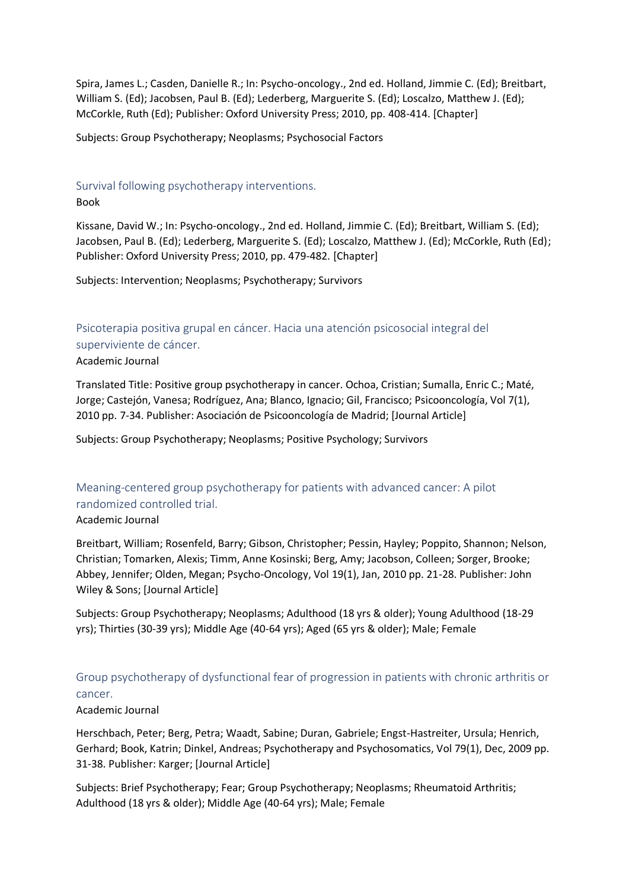Spira, James L.; Casden, Danielle R.; In: Psycho-oncology., 2nd ed. Holland, Jimmie C. (Ed); Breitbart, William S. (Ed); Jacobsen, Paul B. (Ed); Lederberg, Marguerite S. (Ed); Loscalzo, Matthew J. (Ed); McCorkle, Ruth (Ed); Publisher: Oxford University Press; 2010, pp. 408-414. [Chapter]

Subjects: Group Psychotherapy; Neoplasms; Psychosocial Factors

### Survival following psychotherapy interventions.

Book

Kissane, David W.; In: Psycho-oncology., 2nd ed. Holland, Jimmie C. (Ed); Breitbart, William S. (Ed); Jacobsen, Paul B. (Ed); Lederberg, Marguerite S. (Ed); Loscalzo, Matthew J. (Ed); McCorkle, Ruth (Ed); Publisher: Oxford University Press; 2010, pp. 479-482. [Chapter]

Subjects: Intervention; Neoplasms; Psychotherapy; Survivors

### Psicoterapia positiva grupal en cáncer. Hacia una atención psicosocial integral del superviviente de cáncer.

Academic Journal

Translated Title: Positive group psychotherapy in cancer. Ochoa, Cristian; Sumalla, Enric C.; Maté, Jorge; Castejón, Vanesa; Rodríguez, Ana; Blanco, Ignacio; Gil, Francisco; Psicooncología, Vol 7(1), 2010 pp. 7-34. Publisher: Asociación de Psicooncología de Madrid; [Journal Article]

Subjects: Group Psychotherapy; Neoplasms; Positive Psychology; Survivors

### Meaning-centered group psychotherapy for patients with advanced cancer: A pilot randomized controlled trial.

Academic Journal

Breitbart, William; Rosenfeld, Barry; Gibson, Christopher; Pessin, Hayley; Poppito, Shannon; Nelson, Christian; Tomarken, Alexis; Timm, Anne Kosinski; Berg, Amy; Jacobson, Colleen; Sorger, Brooke; Abbey, Jennifer; Olden, Megan; Psycho-Oncology, Vol 19(1), Jan, 2010 pp. 21-28. Publisher: John Wiley & Sons; [Journal Article]

Subjects: Group Psychotherapy; Neoplasms; Adulthood (18 yrs & older); Young Adulthood (18-29 yrs); Thirties (30-39 yrs); Middle Age (40-64 yrs); Aged (65 yrs & older); Male; Female

### Group psychotherapy of dysfunctional fear of progression in patients with chronic arthritis or cancer.

Academic Journal

Herschbach, Peter; Berg, Petra; Waadt, Sabine; Duran, Gabriele; Engst-Hastreiter, Ursula; Henrich, Gerhard; Book, Katrin; Dinkel, Andreas; Psychotherapy and Psychosomatics, Vol 79(1), Dec, 2009 pp. 31-38. Publisher: Karger; [Journal Article]

Subjects: Brief Psychotherapy; Fear; Group Psychotherapy; Neoplasms; Rheumatoid Arthritis; Adulthood (18 yrs & older); Middle Age (40-64 yrs); Male; Female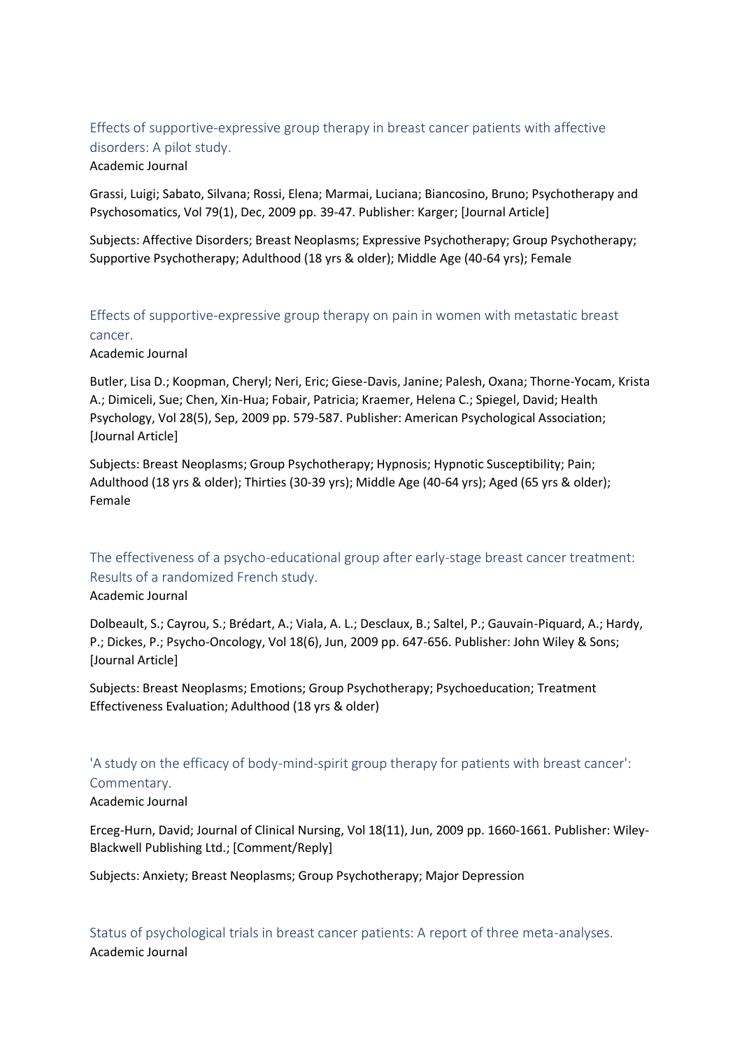Effects of supportive-expressive group therapy in breast cancer patients with affective disorders: A pilot study.

Academic Journal

Grassi, Luigi; Sabato, Silvana; Rossi, Elena; Marmai, Luciana; Biancosino, Bruno; Psychotherapy and Psychosomatics, Vol 79(1), Dec, 2009 pp. 39-47. Publisher: Karger; [Journal Article]

Subjects: Affective Disorders; Breast Neoplasms; Expressive Psychotherapy; Group Psychotherapy; Supportive Psychotherapy; Adulthood (18 yrs & older); Middle Age (40-64 yrs); Female

Effects of supportive-expressive group therapy on pain in women with metastatic breast cancer.

Academic Journal

Butler, Lisa D.; Koopman, Cheryl; Neri, Eric; Giese-Davis, Janine; Palesh, Oxana; Thorne-Yocam, Krista A.; Dimiceli, Sue; Chen, Xin-Hua; Fobair, Patricia; Kraemer, Helena C.; Spiegel, David; Health Psychology, Vol 28(5), Sep, 2009 pp. 579-587. Publisher: American Psychological Association; [Journal Article]

Subjects: Breast Neoplasms; Group Psychotherapy; Hypnosis; Hypnotic Susceptibility; Pain; Adulthood (18 yrs & older); Thirties (30-39 yrs); Middle Age (40-64 yrs); Aged (65 yrs & older); Female

The effectiveness of a psycho-educational group after early-stage breast cancer treatment: Results of a randomized French study.

Academic Journal

Dolbeault, S.; Cayrou, S.; Brédart, A.; Viala, A. L.; Desclaux, B.; Saltel, P.; Gauvain-Piquard, A.; Hardy, P.; Dickes, P.; Psycho-Oncology, Vol 18(6), Jun, 2009 pp. 647-656. Publisher: John Wiley & Sons; [Journal Article]

Subjects: Breast Neoplasms; Emotions; Group Psychotherapy; Psychoeducation; Treatment Effectiveness Evaluation; Adulthood (18 yrs & older)

'A study on the efficacy of body-mind-spirit group therapy for patients with breast cancer': Commentary.

Academic Journal

Erceg-Hurn, David; Journal of Clinical Nursing, Vol 18(11), Jun, 2009 pp. 1660-1661. Publisher: Wiley-Blackwell Publishing Ltd.; [Comment/Reply]

Subjects: Anxiety; Breast Neoplasms; Group Psychotherapy; Major Depression

Status of psychological trials in breast cancer patients: A report of three meta-analyses.

Academic Journal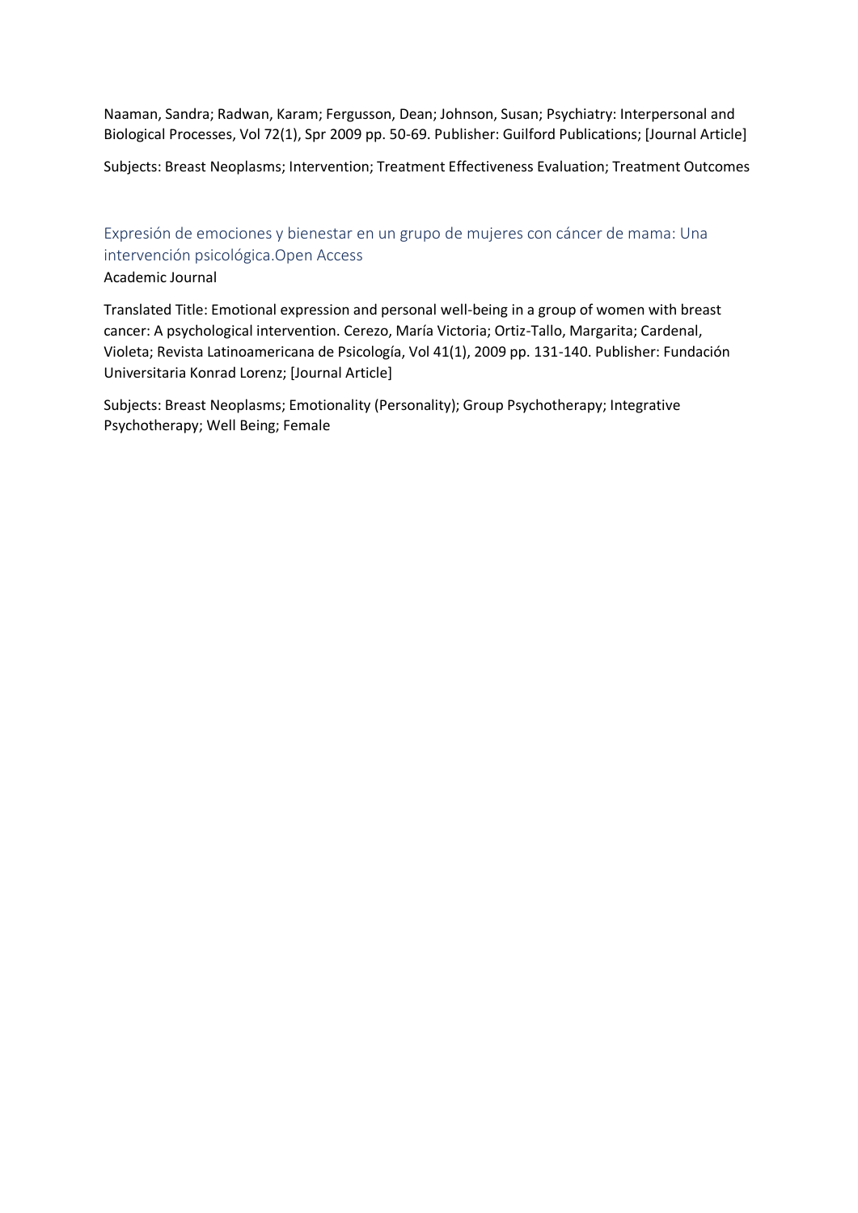Naaman, Sandra; Radwan, Karam; Fergusson, Dean; Johnson, Susan; Psychiatry: Interpersonal and Biological Processes, Vol 72(1), Spr 2009 pp. 50-69. Publisher: Guilford Publications; [Journal Article]

Subjects: Breast Neoplasms; Intervention; Treatment Effectiveness Evaluation; Treatment Outcomes

### Expresión de emociones y bienestar en un grupo de mujeres con cáncer de mama: Una intervención psicológica.Open Access

Academic Journal

Translated Title: Emotional expression and personal well-being in a group of women with breast cancer: A psychological intervention. Cerezo, María Victoria; Ortiz-Tallo, Margarita; Cardenal, Violeta; Revista Latinoamericana de Psicología, Vol 41(1), 2009 pp. 131-140. Publisher: Fundación Universitaria Konrad Lorenz; [Journal Article]

Subjects: Breast Neoplasms; Emotionality (Personality); Group Psychotherapy; Integrative Psychotherapy; Well Being; Female